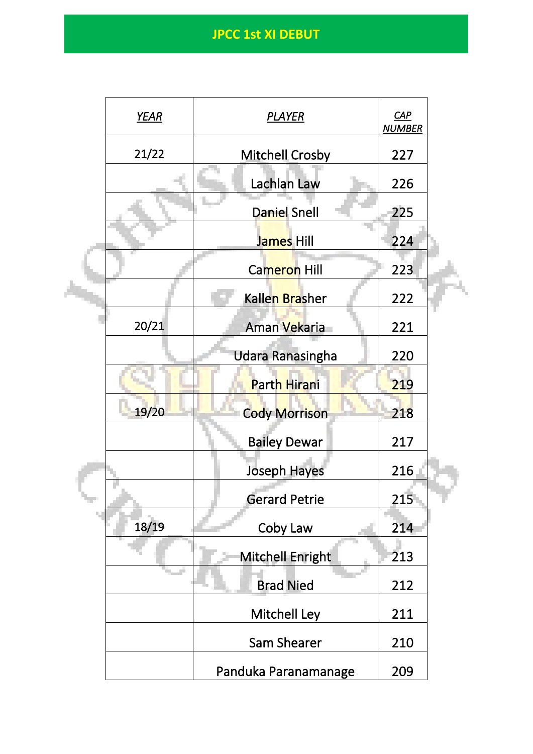# JPCC 1st XI DEBUT

| YEAR | PLAYER | CAP NUMBER |
|---|---|---|
| 21/22 | Mitchell Crosby | 227 |
| | Lachlan Law | 226 |
| | Daniel Snell | 225 |
| | James Hill | 224 |
| | Cameron Hill | 223 |
| | Kallen Brasher | 222 |
| 20/21 | Aman Vekaria | 221 |
| | Udara Ranasingha | 220 |
| | Parth Hirani | 219 |
| 19/20 | Cody Morrison | 218 |
| | Bailey Dewar | 217 |
| | Joseph Hayes | 216 |
| | Gerard Petrie | 215 |
| 18/19 | Coby Law | 214 |
| | Mitchell Enright | 213 |
| | Brad Nied | 212 |
| | Mitchell Ley | 211 |
| | Sam Shearer | 210 |
| | Panduka Paranamanage | 209 |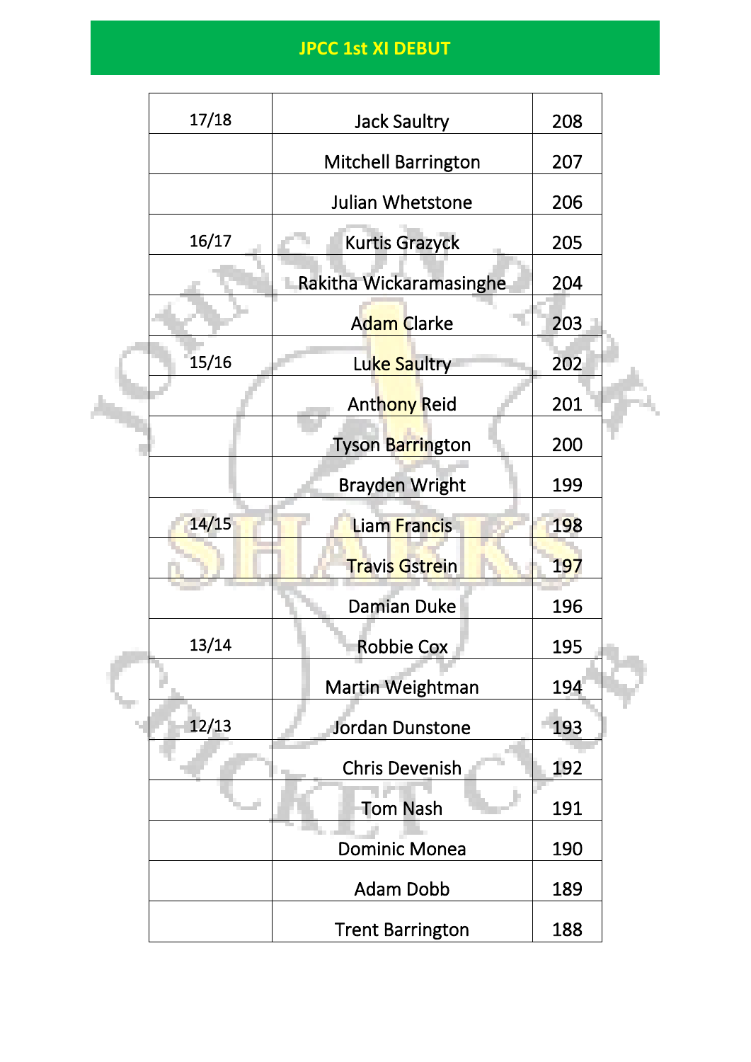# JPCC 1st XI DEBUT

| | | |
|---|---|---|
| 17/18 | Jack Saultry | 208 |
| | Mitchell Barrington | 207 |
| | Julian Whetstone | 206 |
| 16/17 | Kurtis Grazyck | 205 |
| | Rakitha Wickaramasinghe | 204 |
| | Adam Clarke | 203 |
| 15/16 | Luke Saultry | 202 |
| | Anthony Reid | 201 |
| | Tyson Barrington | 200 |
| | Brayden Wright | 199 |
| 14/15 | Liam Francis | 198 |
| | Travis Gstrein | 197 |
| | Damian Duke | 196 |
| 13/14 | Robbie Cox | 195 |
| | Martin Weightman | 194 |
| 12/13 | Jordan Dunstone | 193 |
| | Chris Devenish | 192 |
| | Tom Nash | 191 |
| | Dominic Monea | 190 |
| | Adam Dobb | 189 |
| | Trent Barrington | 188 |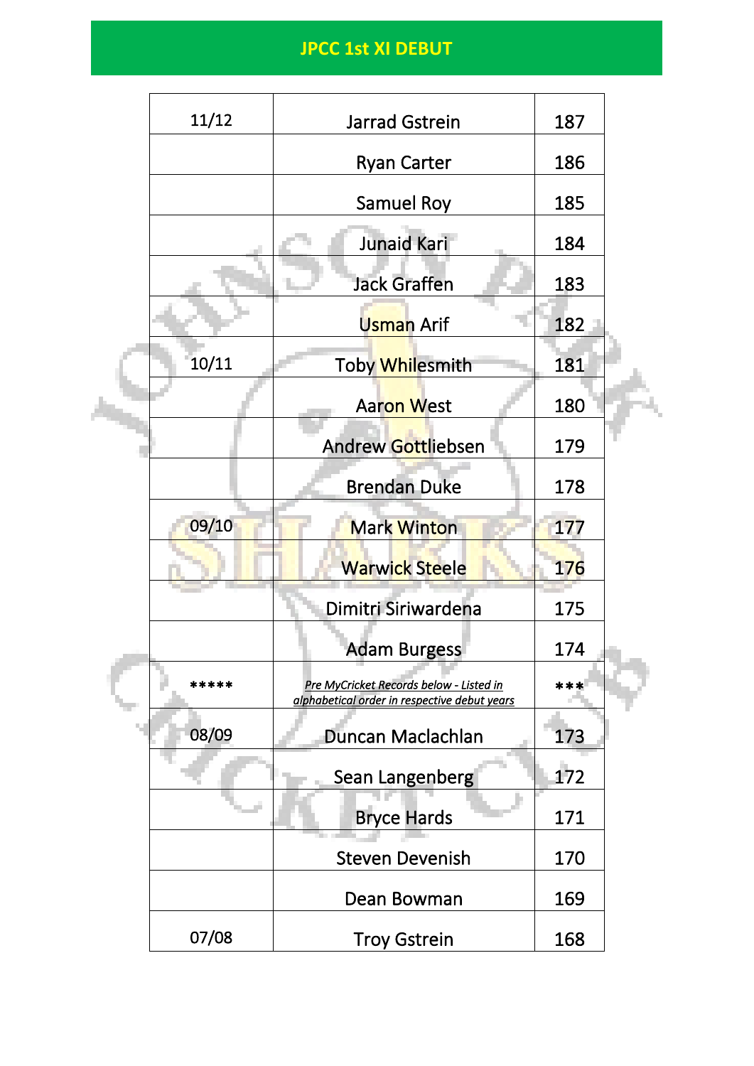## JPCC 1st XI DEBUT

| | | |
|---|---|---|
| 11/12 | Jarrad Gstrein | 187 |
| | Ryan Carter | 186 |
| | Samuel Roy | 185 |
| | Junaid Kari | 184 |
| | Jack Graffen | 183 |
| | Usman Arif | 182 |
| 10/11 | Toby Whilesmith | 181 |
| | Aaron West | 180 |
| | Andrew Gottliebsen | 179 |
| | Brendan Duke | 178 |
| 09/10 | Mark Winton | 177 |
| | Warwick Steele | 176 |
| | Dimitri Siriwardena | 175 |
| | Adam Burgess | 174 |
| ***** | *Pre MyCricket Records below - Listed in alphabetical order in respective debut years* | *** |
| 08/09 | Duncan Maclachlan | 173 |
| | Sean Langenberg | 172 |
| | Bryce Hards | 171 |
| | Steven Devenish | 170 |
| | Dean Bowman | 169 |
| 07/08 | Troy Gstrein | 168 |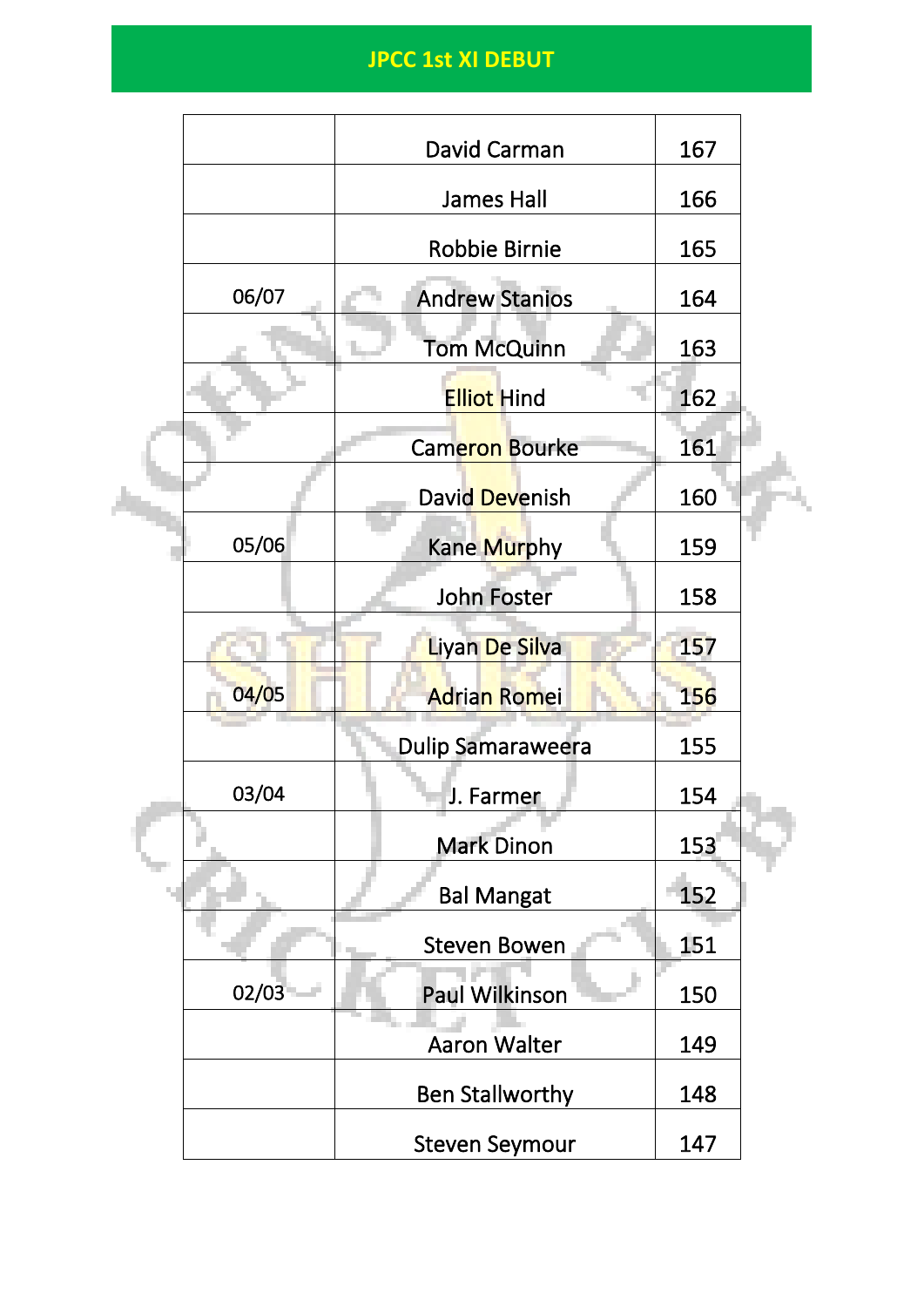# JPCC 1st XI DEBUT

| | | |
|---|---|---|
| | David Carman | 167 |
| | James Hall | 166 |
| | Robbie Birnie | 165 |
| 06/07 | Andrew Stanios | 164 |
| | Tom McQuinn | 163 |
| | Elliot Hind | 162 |
| | Cameron Bourke | 161 |
| | David Devenish | 160 |
| 05/06 | Kane Murphy | 159 |
| | John Foster | 158 |
| | Liyan De Silva | 157 |
| 04/05 | Adrian Romei | 156 |
| | Dulip Samaraweera | 155 |
| 03/04 | J. Farmer | 154 |
| | Mark Dinon | 153 |
| | Bal Mangat | 152 |
| | Steven Bowen | 151 |
| 02/03 | Paul Wilkinson | 150 |
| | Aaron Walter | 149 |
| | Ben Stallworthy | 148 |
| | Steven Seymour | 147 |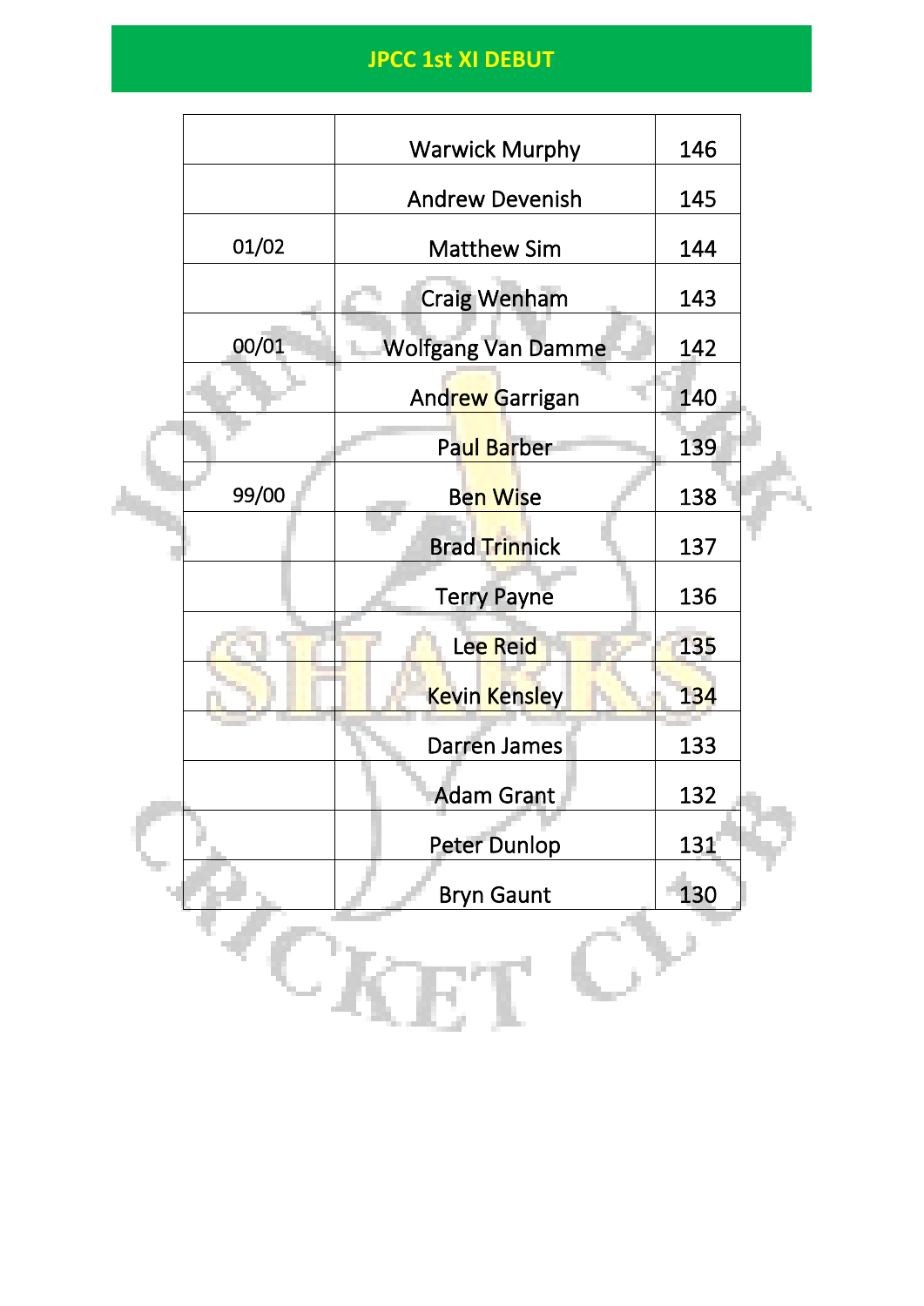# JPCC 1st XI DEBUT

| | | |
|---|---|---|
| | Warwick Murphy | 146 |
| | Andrew Devenish | 145 |
| 01/02 | Matthew Sim | 144 |
| | Craig Wenham | 143 |
| 00/01 | Wolfgang Van Damme | 142 |
| | Andrew Garrigan | 140 |
| | Paul Barber | 139 |
| 99/00 | Ben Wise | 138 |
| | Brad Trinnick | 137 |
| | Terry Payne | 136 |
| | Lee Reid | 135 |
| | Kevin Kensley | 134 |
| | Darren James | 133 |
| | Adam Grant | 132 |
| | Peter Dunlop | 131 |
| | Bryn Gaunt | 130 |